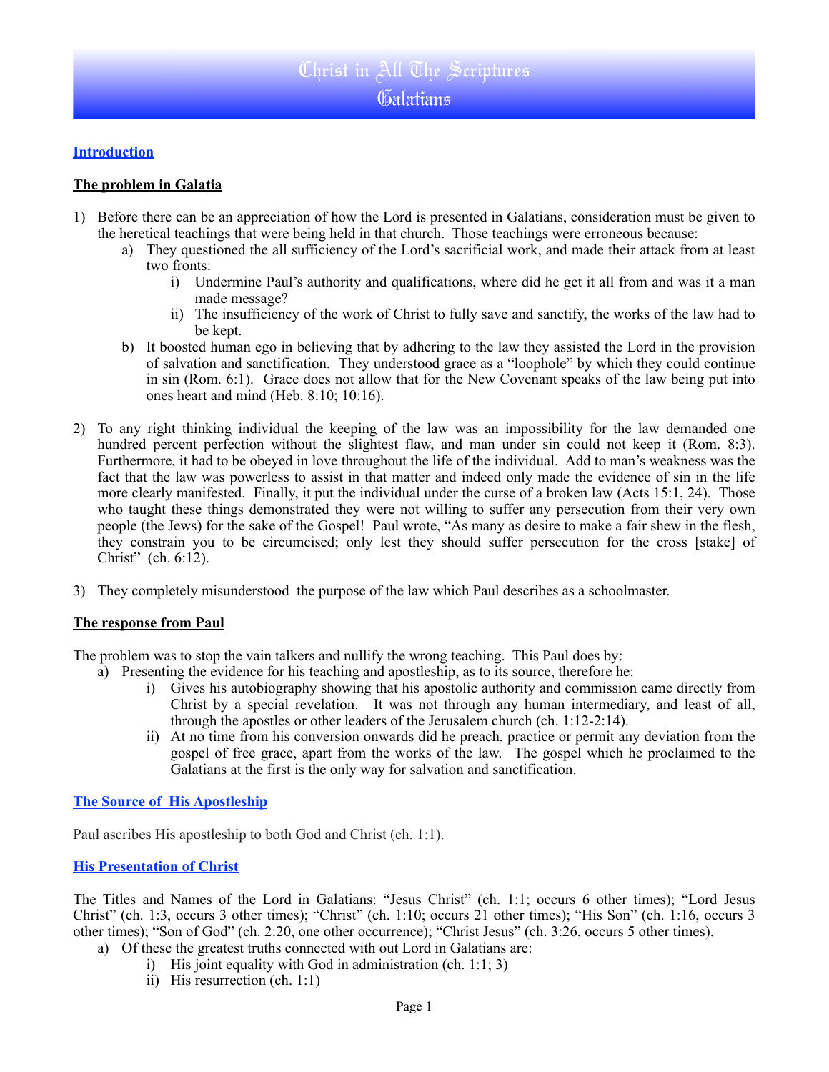# Christ in All The Scriptures
## Galatians

**Introduction**

**The problem in Galatia**

1) Before there can be an appreciation of how the Lord is presented in Galatians, consideration must be given to the heretical teachings that were being held in that church. Those teachings were erroneous because:
    a) They questioned the all sufficiency of the Lord's sacrificial work, and made their attack from at least two fronts:
        i) Undermine Paul's authority and qualifications, where did he get it all from and was it a man made message?
        ii) The insufficiency of the work of Christ to fully save and sanctify, the works of the law had to be kept.
    b) It boosted human ego in believing that by adhering to the law they assisted the Lord in the provision of salvation and sanctification. They understood grace as a "loophole" by which they could continue in sin (Rom. 6:1). Grace does not allow that for the New Covenant speaks of the law being put into ones heart and mind (Heb. 8:10; 10:16).

2) To any right thinking individual the keeping of the law was an impossibility for the law demanded one hundred percent perfection without the slightest flaw, and man under sin could not keep it (Rom. 8:3). Furthermore, it had to be obeyed in love throughout the life of the individual. Add to man's weakness was the fact that the law was powerless to assist in that matter and indeed only made the evidence of sin in the life more clearly manifested. Finally, it put the individual under the curse of a broken law (Acts 15:1, 24). Those who taught these things demonstrated they were not willing to suffer any persecution from their very own people (the Jews) for the sake of the Gospel! Paul wrote, "As many as desire to make a fair shew in the flesh, they constrain you to be circumcised; only lest they should suffer persecution for the cross [stake] of Christ" (ch. 6:12).

3) They completely misunderstood the purpose of the law which Paul describes as a schoolmaster.

**The response from Paul**

The problem was to stop the vain talkers and nullify the wrong teaching. This Paul does by:

a) Presenting the evidence for his teaching and apostleship, as to its source, therefore he:
    i) Gives his autobiography showing that his apostolic authority and commission came directly from Christ by a special revelation. It was not through any human intermediary, and least of all, through the apostles or other leaders of the Jerusalem church (ch. 1:12-2:14).
    ii) At no time from his conversion onwards did he preach, practice or permit any deviation from the gospel of free grace, apart from the works of the law. The gospel which he proclaimed to the Galatians at the first is the only way for salvation and sanctification.

**The Source of His Apostleship**

Paul ascribes His apostleship to both God and Christ (ch. 1:1).

**His Presentation of Christ**

The Titles and Names of the Lord in Galatians: "Jesus Christ" (ch. 1:1; occurs 6 other times); "Lord Jesus Christ" (ch. 1:3, occurs 3 other times); "Christ" (ch. 1:10; occurs 21 other times); "His Son" (ch. 1:16, occurs 3 other times); "Son of God" (ch. 2:20, one other occurrence); "Christ Jesus" (ch. 3:26, occurs 5 other times).

a) Of these the greatest truths connected with out Lord in Galatians are:
    i) His joint equality with God in administration (ch. 1:1; 3)
    ii) His resurrection (ch. 1:1)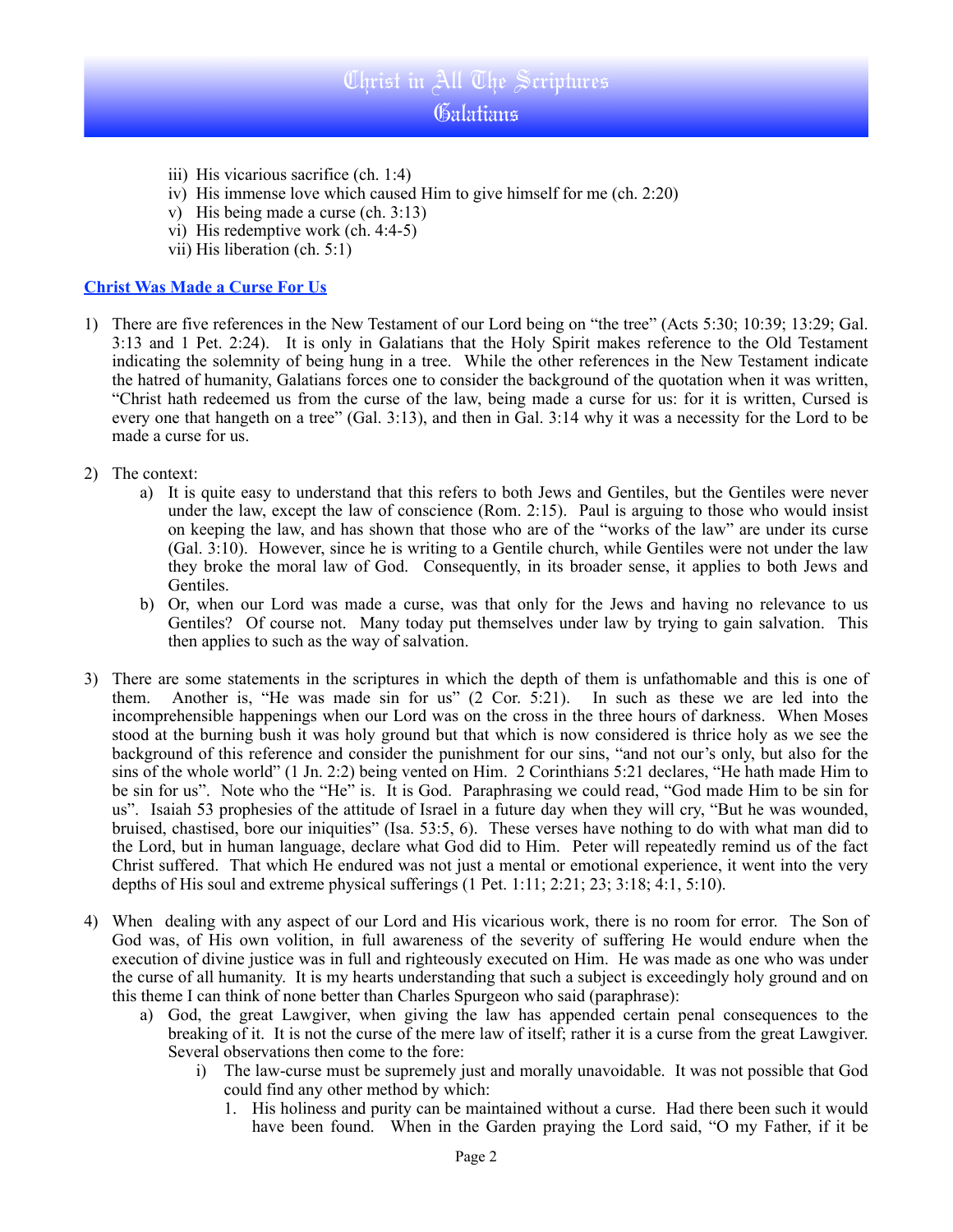iii) His vicarious sacrifice (ch. 1:4)
iv) His immense love which caused Him to give himself for me (ch. 2:20)
v) His being made a curse (ch. 3:13)
vi) His redemptive work (ch. 4:4-5)
vii) His liberation (ch. 5:1)

## Christ Was Made a Curse For Us

1) There are five references in the New Testament of our Lord being on "the tree" (Acts 5:30; 10:39; 13:29; Gal. 3:13 and 1 Pet. 2:24). It is only in Galatians that the Holy Spirit makes reference to the Old Testament indicating the solemnity of being hung in a tree. While the other references in the New Testament indicate the hatred of humanity, Galatians forces one to consider the background of the quotation when it was written, "Christ hath redeemed us from the curse of the law, being made a curse for us: for it is written, Cursed is every one that hangeth on a tree" (Gal. 3:13), and then in Gal. 3:14 why it was a necessity for the Lord to be made a curse for us.

2) The context:
   a) It is quite easy to understand that this refers to both Jews and Gentiles, but the Gentiles were never under the law, except the law of conscience (Rom. 2:15). Paul is arguing to those who would insist on keeping the law, and has shown that those who are of the "works of the law" are under its curse (Gal. 3:10). However, since he is writing to a Gentile church, while Gentiles were not under the law they broke the moral law of God. Consequently, in its broader sense, it applies to both Jews and Gentiles.
   b) Or, when our Lord was made a curse, was that only for the Jews and having no relevance to us Gentiles? Of course not. Many today put themselves under law by trying to gain salvation. This then applies to such as the way of salvation.

3) There are some statements in the scriptures in which the depth of them is unfathomable and this is one of them. Another is, "He was made sin for us" (2 Cor. 5:21). In such as these we are led into the incomprehensible happenings when our Lord was on the cross in the three hours of darkness. When Moses stood at the burning bush it was holy ground but that which is now considered is thrice holy as we see the background of this reference and consider the punishment for our sins, "and not our's only, but also for the sins of the whole world" (1 Jn. 2:2) being vented on Him. 2 Corinthians 5:21 declares, "He hath made Him to be sin for us". Note who the "He" is. It is God. Paraphrasing we could read, "God made Him to be sin for us". Isaiah 53 prophesies of the attitude of Israel in a future day when they will cry, "But he was wounded, bruised, chastised, bore our iniquities" (Isa. 53:5, 6). These verses have nothing to do with what man did to the Lord, but in human language, declare what God did to Him. Peter will repeatedly remind us of the fact Christ suffered. That which He endured was not just a mental or emotional experience, it went into the very depths of His soul and extreme physical sufferings (1 Pet. 1:11; 2:21; 23; 3:18; 4:1, 5:10).

4) When dealing with any aspect of our Lord and His vicarious work, there is no room for error. The Son of God was, of His own volition, in full awareness of the severity of suffering He would endure when the execution of divine justice was in full and righteously executed on Him. He was made as one who was under the curse of all humanity. It is my hearts understanding that such a subject is exceedingly holy ground and on this theme I can think of none better than Charles Spurgeon who said (paraphrase):
   a) God, the great Lawgiver, when giving the law has appended certain penal consequences to the breaking of it. It is not the curse of the mere law of itself; rather it is a curse from the great Lawgiver. Several observations then come to the fore:
      i) The law-curse must be supremely just and morally unavoidable. It was not possible that God could find any other method by which:
         1. His holiness and purity can be maintained without a curse. Had there been such it would have been found. When in the Garden praying the Lord said, "O my Father, if it be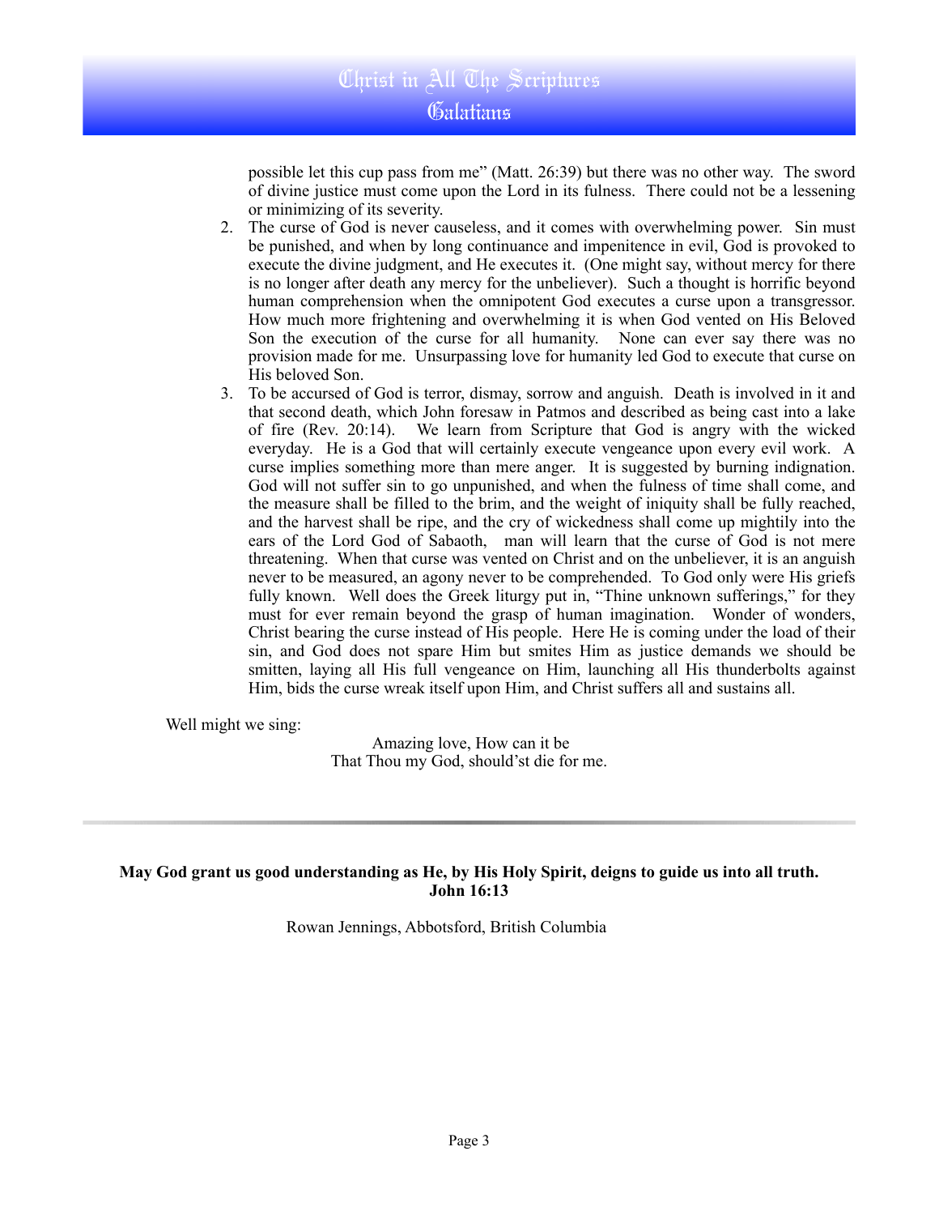possible let this cup pass from me" (Matt. 26:39) but there was no other way. The sword of divine justice must come upon the Lord in its fulness. There could not be a lessening or minimizing of its severity.

2. The curse of God is never causeless, and it comes with overwhelming power. Sin must be punished, and when by long continuance and impenitence in evil, God is provoked to execute the divine judgment, and He executes it. (One might say, without mercy for there is no longer after death any mercy for the unbeliever). Such a thought is horrific beyond human comprehension when the omnipotent God executes a curse upon a transgressor. How much more frightening and overwhelming it is when God vented on His Beloved Son the execution of the curse for all humanity. None can ever say there was no provision made for me. Unsurpassing love for humanity led God to execute that curse on His beloved Son.
3. To be accursed of God is terror, dismay, sorrow and anguish. Death is involved in it and that second death, which John foresaw in Patmos and described as being cast into a lake of fire (Rev. 20:14). We learn from Scripture that God is angry with the wicked everyday. He is a God that will certainly execute vengeance upon every evil work. A curse implies something more than mere anger. It is suggested by burning indignation. God will not suffer sin to go unpunished, and when the fulness of time shall come, and the measure shall be filled to the brim, and the weight of iniquity shall be fully reached, and the harvest shall be ripe, and the cry of wickedness shall come up mightily into the ears of the Lord God of Sabaoth, man will learn that the curse of God is not mere threatening. When that curse was vented on Christ and on the unbeliever, it is an anguish never to be measured, an agony never to be comprehended. To God only were His griefs fully known. Well does the Greek liturgy put in, "Thine unknown sufferings," for they must for ever remain beyond the grasp of human imagination. Wonder of wonders, Christ bearing the curse instead of His people. Here He is coming under the load of their sin, and God does not spare Him but smites Him as justice demands we should be smitten, laying all His full vengeance on Him, launching all His thunderbolts against Him, bids the curse wreak itself upon Him, and Christ suffers all and sustains all.

Well might we sing:

Amazing love, How can it be
That Thou my God, should'st die for me.

---

**May God grant us good understanding as He, by His Holy Spirit, deigns to guide us into all truth. John 16:13**

Rowan Jennings, Abbotsford, British Columbia